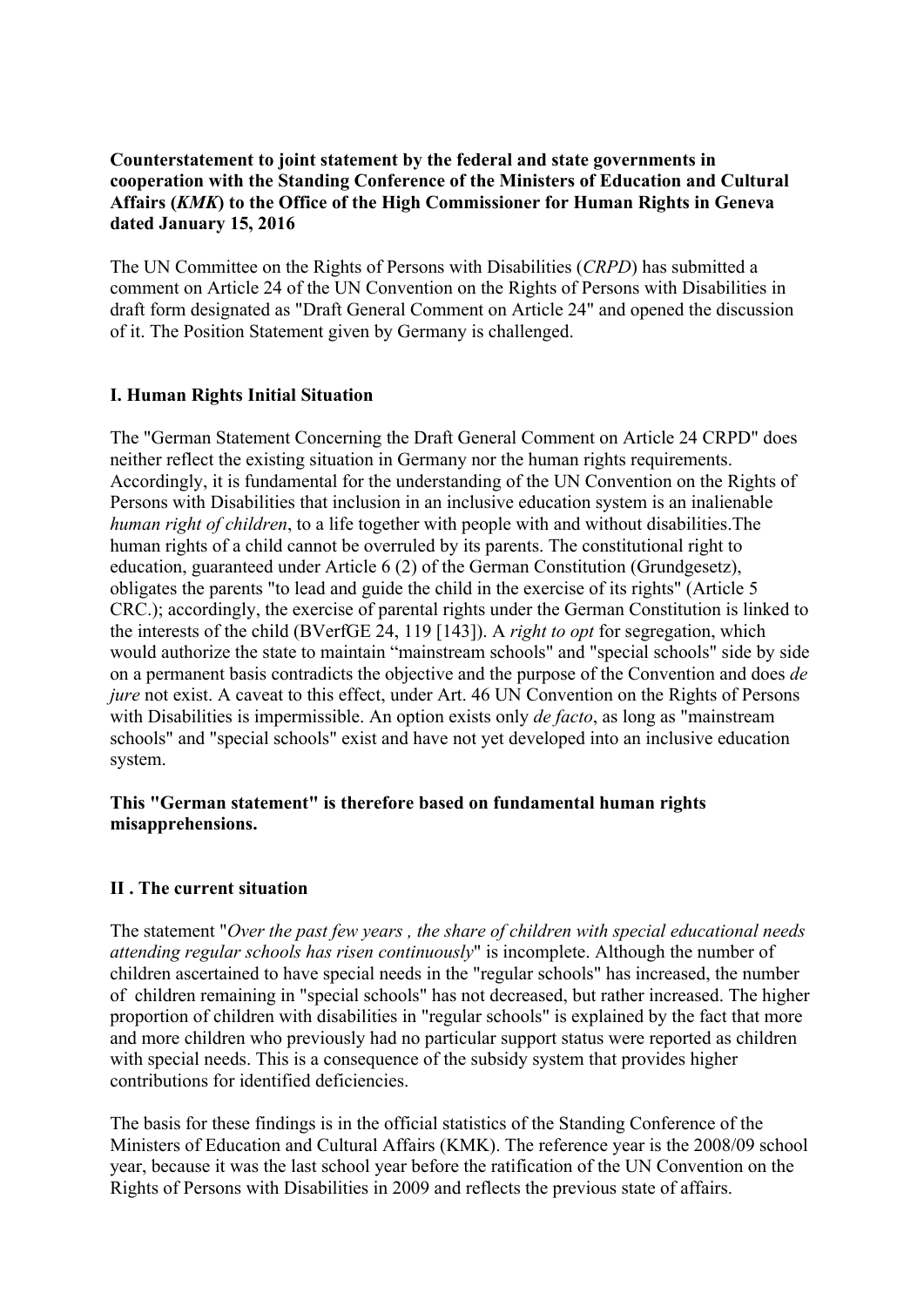**Counterstatement to joint statement by the federal and state governments in cooperation with the Standing Conference of the Ministers of Education and Cultural Affairs (*KMK*) to the Office of the High Commissioner for Human Rights in Geneva dated January 15, 2016**

The UN Committee on the Rights of Persons with Disabilities (*CRPD*) has submitted a comment on Article 24 of the UN Convention on the Rights of Persons with Disabilities in draft form designated as "Draft General Comment on Article 24" and opened the discussion of it. The Position Statement given by Germany is challenged.

## I. Human Rights Initial Situation

The "German Statement Concerning the Draft General Comment on Article 24 CRPD" does neither reflect the existing situation in Germany nor the human rights requirements. Accordingly, it is fundamental for the understanding of the UN Convention on the Rights of Persons with Disabilities that inclusion in an inclusive education system is an inalienable *human right of children*, to a life together with people with and without disabilities.The human rights of a child cannot be overruled by its parents. The constitutional right to education, guaranteed under Article 6 (2) of the German Constitution (Grundgesetz), obligates the parents "to lead and guide the child in the exercise of its rights" (Article 5 CRC.); accordingly, the exercise of parental rights under the German Constitution is linked to the interests of the child (BVerfGE 24, 119 [143]). A *right to opt* for segregation, which would authorize the state to maintain "mainstream schools" and "special schools" side by side on a permanent basis contradicts the objective and the purpose of the Convention and does *de jure* not exist. A caveat to this effect, under Art. 46 UN Convention on the Rights of Persons with Disabilities is impermissible. An option exists only *de facto*, as long as "mainstream schools" and "special schools" exist and have not yet developed into an inclusive education system.

**This "German statement" is therefore based on fundamental human rights misapprehensions.**

## II . The current situation

The statement "*Over the past few years , the share of children with special educational needs attending regular schools has risen continuously*" is incomplete. Although the number of children ascertained to have special needs in the "regular schools" has increased, the number of children remaining in "special schools" has not decreased, but rather increased. The higher proportion of children with disabilities in "regular schools" is explained by the fact that more and more children who previously had no particular support status were reported as children with special needs. This is a consequence of the subsidy system that provides higher contributions for identified deficiencies.

The basis for these findings is in the official statistics of the Standing Conference of the Ministers of Education and Cultural Affairs (KMK). The reference year is the 2008/09 school year, because it was the last school year before the ratification of the UN Convention on the Rights of Persons with Disabilities in 2009 and reflects the previous state of affairs.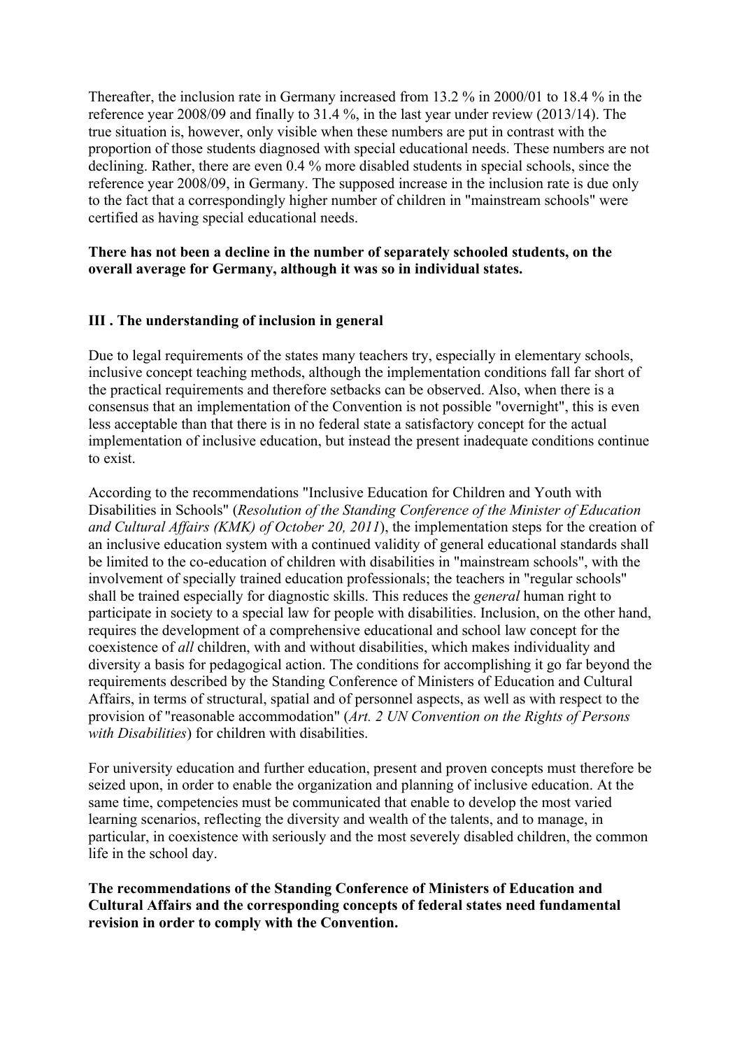Thereafter, the inclusion rate in Germany increased from 13.2 % in 2000/01 to 18.4 % in the reference year 2008/09 and finally to 31.4 %, in the last year under review (2013/14). The true situation is, however, only visible when these numbers are put in contrast with the proportion of those students diagnosed with special educational needs. These numbers are not declining. Rather, there are even 0.4 % more disabled students in special schools, since the reference year 2008/09, in Germany. The supposed increase in the inclusion rate is due only to the fact that a correspondingly higher number of children in "mainstream schools" were certified as having special educational needs.

**There has not been a decline in the number of separately schooled students, on the overall average for Germany, although it was so in individual states.**

## III . The understanding of inclusion in general

Due to legal requirements of the states many teachers try, especially in elementary schools, inclusive concept teaching methods, although the implementation conditions fall far short of the practical requirements and therefore setbacks can be observed. Also, when there is a consensus that an implementation of the Convention is not possible "overnight", this is even less acceptable than that there is in no federal state a satisfactory concept for the actual implementation of inclusive education, but instead the present inadequate conditions continue to exist.

According to the recommendations "Inclusive Education for Children and Youth with Disabilities in Schools" (*Resolution of the Standing Conference of the Minister of Education and Cultural Affairs (KMK) of October 20, 2011*), the implementation steps for the creation of an inclusive education system with a continued validity of general educational standards shall be limited to the co-education of children with disabilities in "mainstream schools", with the involvement of specially trained education professionals; the teachers in "regular schools" shall be trained especially for diagnostic skills. This reduces the *general* human right to participate in society to a special law for people with disabilities. Inclusion, on the other hand, requires the development of a comprehensive educational and school law concept for the coexistence of *all* children, with and without disabilities, which makes individuality and diversity a basis for pedagogical action. The conditions for accomplishing it go far beyond the requirements described by the Standing Conference of Ministers of Education and Cultural Affairs, in terms of structural, spatial and of personnel aspects, as well as with respect to the provision of "reasonable accommodation" (*Art. 2 UN Convention on the Rights of Persons with Disabilities*) for children with disabilities.

For university education and further education, present and proven concepts must therefore be seized upon, in order to enable the organization and planning of inclusive education. At the same time, competencies must be communicated that enable to develop the most varied learning scenarios, reflecting the diversity and wealth of the talents, and to manage, in particular, in coexistence with seriously and the most severely disabled children, the common life in the school day.

**The recommendations of the Standing Conference of Ministers of Education and Cultural Affairs and the corresponding concepts of federal states need fundamental revision in order to comply with the Convention.**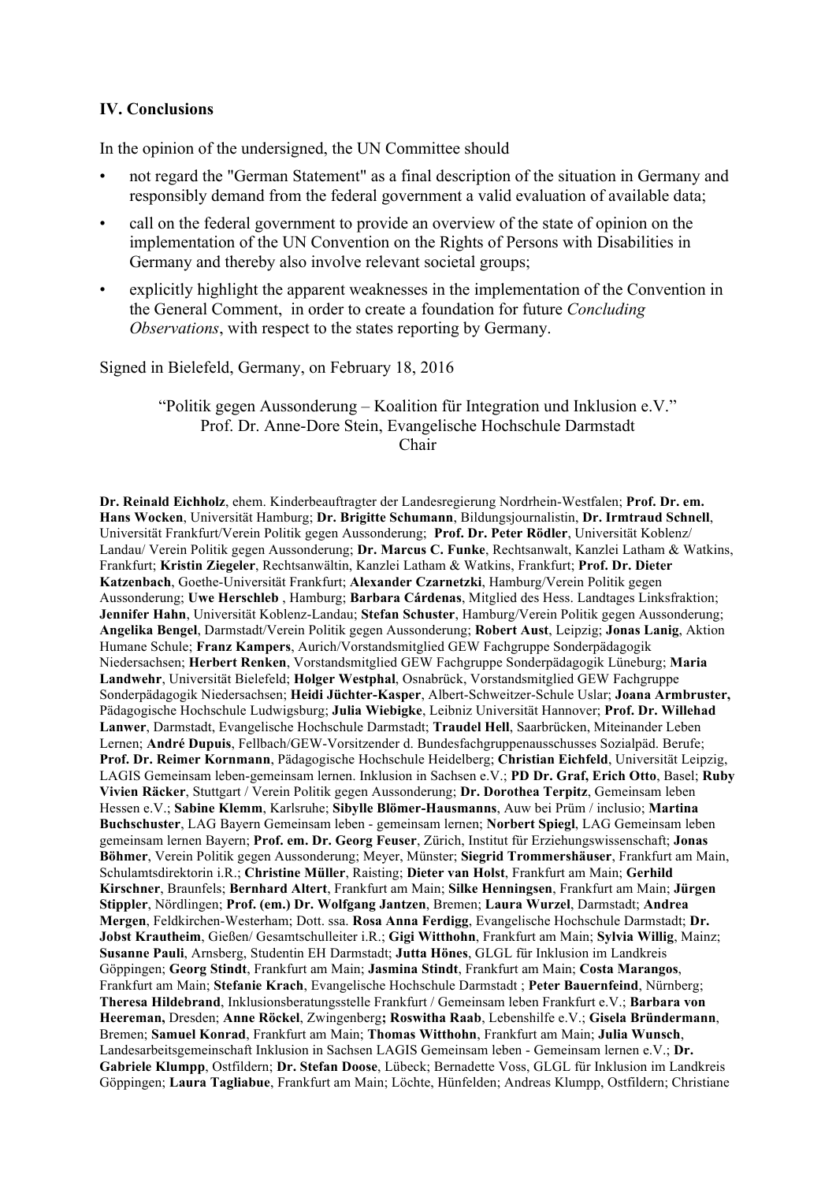## IV. Conclusions

In the opinion of the undersigned, the UN Committee should

- not regard the "German Statement" as a final description of the situation in Germany and responsibly demand from the federal government a valid evaluation of available data;
- call on the federal government to provide an overview of the state of opinion on the implementation of the UN Convention on the Rights of Persons with Disabilities in Germany and thereby also involve relevant societal groups;
- explicitly highlight the apparent weaknesses in the implementation of the Convention in the General Comment, in order to create a foundation for future *Concluding Observations*, with respect to the states reporting by Germany.

Signed in Bielefeld, Germany, on February 18, 2016

"Politik gegen Aussonderung – Koalition für Integration und Inklusion e.V."
Prof. Dr. Anne-Dore Stein, Evangelische Hochschule Darmstadt
Chair

**Dr. Reinald Eichholz**, ehem. Kinderbeauftragter der Landesregierung Nordrhein-Westfalen; **Prof. Dr. em. Hans Wocken**, Universität Hamburg; **Dr. Brigitte Schumann**, Bildungsjournalistin, **Dr. Irmtraud Schnell**, Universität Frankfurt/Verein Politik gegen Aussonderung; **Prof. Dr. Peter Rödler**, Universität Koblenz/ Landau/ Verein Politik gegen Aussonderung; **Dr. Marcus C. Funke**, Rechtsanwalt, Kanzlei Latham & Watkins, Frankfurt; **Kristin Ziegeler**, Rechtsanwältin, Kanzlei Latham & Watkins, Frankfurt; **Prof. Dr. Dieter Katzenbach**, Goethe-Universität Frankfurt; **Alexander Czarnetzki**, Hamburg/Verein Politik gegen Aussonderung; **Uwe Herschleb** , Hamburg; **Barbara Cárdenas**, Mitglied des Hess. Landtages Linksfraktion; **Jennifer Hahn**, Universität Koblenz-Landau; **Stefan Schuster**, Hamburg/Verein Politik gegen Aussonderung; **Angelika Bengel**, Darmstadt/Verein Politik gegen Aussonderung; **Robert Aust**, Leipzig; **Jonas Lanig**, Aktion Humane Schule; **Franz Kampers**, Aurich/Vorstandsmitglied GEW Fachgruppe Sonderpädagogik Niedersachsen; **Herbert Renken**, Vorstandsmitglied GEW Fachgruppe Sonderpädagogik Lüneburg; **Maria Landwehr**, Universität Bielefeld; **Holger Westphal**, Osnabrück, Vorstandsmitglied GEW Fachgruppe Sonderpädagogik Niedersachsen; **Heidi Jüchter-Kasper**, Albert-Schweitzer-Schule Uslar; **Joana Armbruster,** Pädagogische Hochschule Ludwigsburg; **Julia Wiebigke**, Leibniz Universität Hannover; **Prof. Dr. Willehad Lanwer**, Darmstadt, Evangelische Hochschule Darmstadt; **Traudel Hell**, Saarbrücken, Miteinander Leben Lernen; **André Dupuis**, Fellbach/GEW-Vorsitzender d. Bundesfachgruppenausschusses Sozialpäd. Berufe; **Prof. Dr. Reimer Kornmann**, Pädagogische Hochschule Heidelberg; **Christian Eichfeld**, Universität Leipzig, LAGIS Gemeinsam leben-gemeinsam lernen. Inklusion in Sachsen e.V.; **PD Dr. Graf, Erich Otto**, Basel; **Ruby Vivien Räcker**, Stuttgart / Verein Politik gegen Aussonderung; **Dr. Dorothea Terpitz**, Gemeinsam leben Hessen e.V.; **Sabine Klemm**, Karlsruhe; **Sibylle Blömer-Hausmanns**, Auw bei Prüm / inclusio; **Martina Buchschuster**, LAG Bayern Gemeinsam leben - gemeinsam lernen; **Norbert Spiegl**, LAG Gemeinsam leben gemeinsam lernen Bayern; **Prof. em. Dr. Georg Feuser**, Zürich, Institut für Erziehungswissenschaft; **Jonas Böhmer**, Verein Politik gegen Aussonderung; Meyer, Münster; **Siegrid Trommershäuser**, Frankfurt am Main, Schulamtsdirektorin i.R.; **Christine Müller**, Raisting; **Dieter van Holst**, Frankfurt am Main; **Gerhild Kirschner**, Braunfels; **Bernhard Altert**, Frankfurt am Main; **Silke Henningsen**, Frankfurt am Main; **Jürgen Stippler**, Nördlingen; **Prof. (em.) Dr. Wolfgang Jantzen**, Bremen; **Laura Wurzel**, Darmstadt; **Andrea Mergen**, Feldkirchen-Westerham; Dott. ssa. **Rosa Anna Ferdigg**, Evangelische Hochschule Darmstadt; **Dr. Jobst Krautheim**, Gießen/ Gesamtschulleiter i.R.; **Gigi Witthohn**, Frankfurt am Main; **Sylvia Willig**, Mainz; **Susanne Pauli**, Arnsberg, Studentin EH Darmstadt; **Jutta Hönes**, GLGL für Inklusion im Landkreis Göppingen; **Georg Stindt**, Frankfurt am Main; **Jasmina Stindt**, Frankfurt am Main; **Costa Marangos**, Frankfurt am Main; **Stefanie Krach**, Evangelische Hochschule Darmstadt ; **Peter Bauernfeind**, Nürnberg; **Theresa Hildebrand**, Inklusionsberatungsstelle Frankfurt / Gemeinsam leben Frankfurt e.V.; **Barbara von Heereman,** Dresden; **Anne Röckel**, Zwingenberg**; Roswitha Raab**, Lebenshilfe e.V.; **Gisela Bründermann**, Bremen; **Samuel Konrad**, Frankfurt am Main; **Thomas Witthohn**, Frankfurt am Main; **Julia Wunsch**, Landesarbeitsgemeinschaft Inklusion in Sachsen LAGIS Gemeinsam leben - Gemeinsam lernen e.V.; **Dr. Gabriele Klumpp**, Ostfildern; **Dr. Stefan Doose**, Lübeck; Bernadette Voss, GLGL für Inklusion im Landkreis Göppingen; **Laura Tagliabue**, Frankfurt am Main; Löchte, Hünfelden; Andreas Klumpp, Ostfildern; Christiane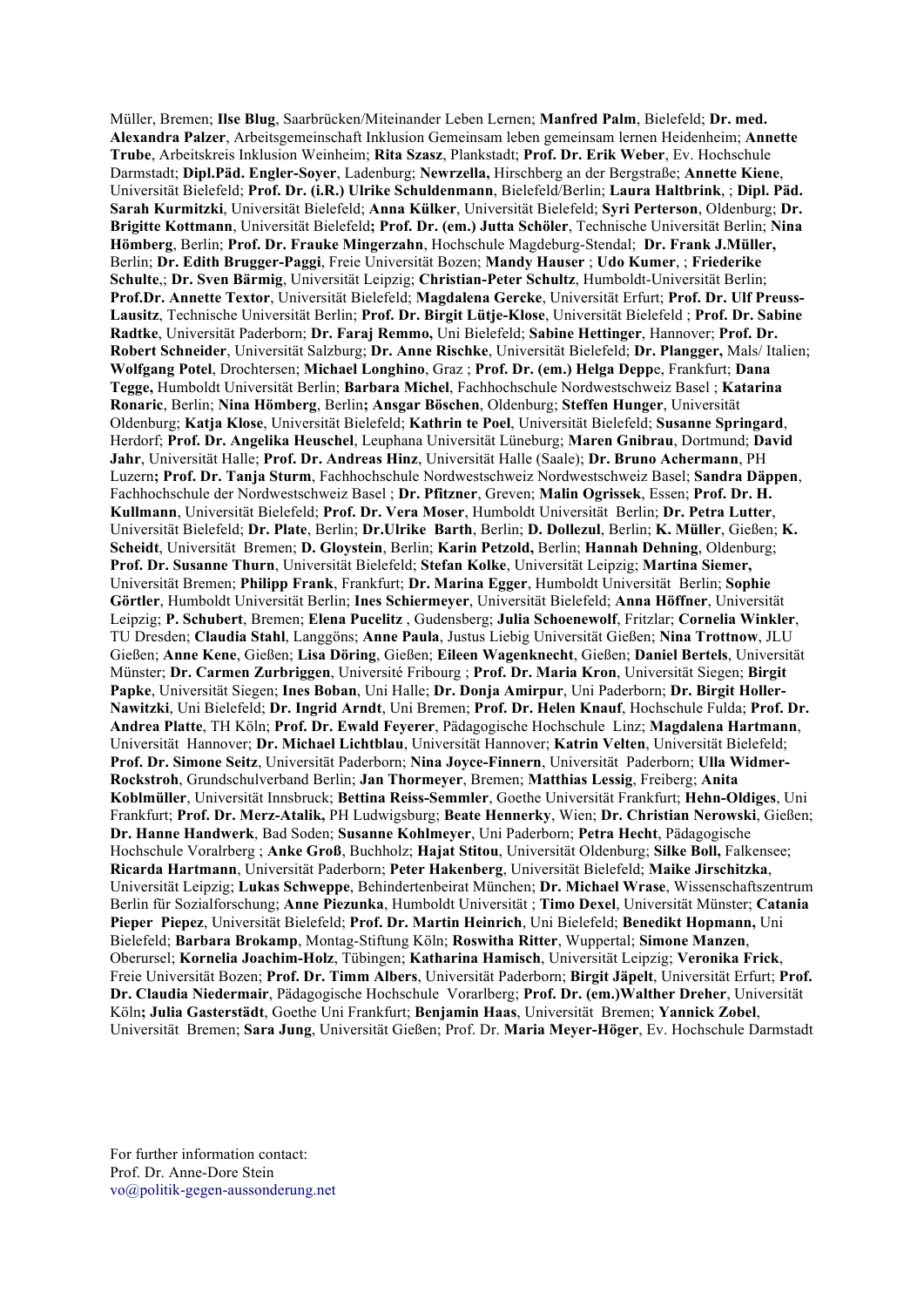Müller, Bremen; **Ilse Blug**, Saarbrücken/Miteinander Leben Lernen; **Manfred Palm**, Bielefeld; **Dr. med. Alexandra Palzer**, Arbeitsgemeinschaft Inklusion Gemeinsam leben gemeinsam lernen Heidenheim; **Annette Trube**, Arbeitskreis Inklusion Weinheim; **Rita Szasz**, Plankstadt; **Prof. Dr. Erik Weber**, Ev. Hochschule Darmstadt; **Dipl.Päd. Engler-Soyer**, Ladenburg; **Newrzella,** Hirschberg an der Bergstraße; **Annette Kiene**, Universität Bielefeld; **Prof. Dr. (i.R.) Ulrike Schuldenmann**, Bielefeld/Berlin; **Laura Haltbrink**, ; **Dipl. Päd. Sarah Kurmitzki**, Universität Bielefeld; **Anna Külker**, Universität Bielefeld; **Syri Perterson**, Oldenburg; **Dr. Brigitte Kottmann**, Universität Bielefeld**; Prof. Dr. (em.) Jutta Schöler**, Technische Universität Berlin; **Nina Hömberg**, Berlin; **Prof. Dr. Frauke Mingerzahn**, Hochschule Magdeburg-Stendal; **Dr. Frank J.Müller,** Berlin; **Dr. Edith Brugger-Paggi**, Freie Universität Bozen; **Mandy Hauser** ; **Udo Kumer**, ; **Friederike Schulte**,; **Dr. Sven Bärmig**, Universität Leipzig; **Christian-Peter Schultz**, Humboldt-Universität Berlin; **Prof.Dr. Annette Textor**, Universität Bielefeld; **Magdalena Gercke**, Universität Erfurt; **Prof. Dr. Ulf Preuss-Lausitz**, Technische Universität Berlin; **Prof. Dr. Birgit Lütje-Klose**, Universität Bielefeld ; **Prof. Dr. Sabine Radtke**, Universität Paderborn; **Dr. Faraj Remmo,** Uni Bielefeld; **Sabine Hettinger**, Hannover; **Prof. Dr. Robert Schneider**, Universität Salzburg; **Dr. Anne Rischke**, Universität Bielefeld; **Dr. Plangger,** Mals/ Italien; **Wolfgang Potel**, Drochtersen; **Michael Longhino**, Graz ; **Prof. Dr. (em.) Helga Depp**e, Frankfurt; **Dana Tegge,** Humboldt Universität Berlin; **Barbara Michel**, Fachhochschule Nordwestschweiz Basel ; **Katarina Ronaric**, Berlin; **Nina Hömberg**, Berlin**; Ansgar Böschen**, Oldenburg; **Steffen Hunger**, Universität Oldenburg; **Katja Klose**, Universität Bielefeld; **Kathrin te Poel**, Universität Bielefeld; **Susanne Springard**, Herdorf; **Prof. Dr. Angelika Heuschel**, Leuphana Universität Lüneburg; **Maren Gnibrau**, Dortmund; **David Jahr**, Universität Halle; **Prof. Dr. Andreas Hinz**, Universität Halle (Saale); **Dr. Bruno Achermann**, PH Luzern**; Prof. Dr. Tanja Sturm**, Fachhochschule Nordwestschweiz Nordwestschweiz Basel; **Sandra Däppen**, Fachhochschule der Nordwestschweiz Basel ; **Dr. Pfitzner**, Greven; **Malin Ogrissek**, Essen; **Prof. Dr. H. Kullmann**, Universität Bielefeld; **Prof. Dr. Vera Moser**, Humboldt Universität Berlin; **Dr. Petra Lutter**, Universität Bielefeld; **Dr. Plate**, Berlin; **Dr.Ulrike Barth**, Berlin; **D. Dollezul**, Berlin; **K. Müller**, Gießen; **K. Scheidt**, Universität Bremen; **D. Gloystein**, Berlin; **Karin Petzold,** Berlin; **Hannah Dehning**, Oldenburg; **Prof. Dr. Susanne Thurn**, Universität Bielefeld; **Stefan Kolke**, Universität Leipzig; **Martina Siemer,** Universität Bremen; **Philipp Frank**, Frankfurt; **Dr. Marina Egger**, Humboldt Universität Berlin; **Sophie Görtler**, Humboldt Universität Berlin; **Ines Schiermeyer**, Universität Bielefeld; **Anna Höffner**, Universität Leipzig; **P. Schubert**, Bremen; **Elena Pucelitz** , Gudensberg; **Julia Schoenewolf**, Fritzlar; **Cornelia Winkler**, TU Dresden; **Claudia Stahl**, Langgöns; **Anne Paula**, Justus Liebig Universität Gießen; **Nina Trottnow**, JLU Gießen; **Anne Kene**, Gießen; **Lisa Döring**, Gießen; **Eileen Wagenknecht**, Gießen; **Daniel Bertels**, Universität Münster; **Dr. Carmen Zurbriggen**, Université Fribourg ; **Prof. Dr. Maria Kron**, Universität Siegen; **Birgit Papke**, Universität Siegen; **Ines Boban**, Uni Halle; **Dr. Donja Amirpur**, Uni Paderborn; **Dr. Birgit Holler-Nawitzki**, Uni Bielefeld; **Dr. Ingrid Arndt**, Uni Bremen; **Prof. Dr. Helen Knauf**, Hochschule Fulda; **Prof. Dr. Andrea Platte**, TH Köln; **Prof. Dr. Ewald Feyerer**, Pädagogische Hochschule Linz; **Magdalena Hartmann**, Universität Hannover; **Dr. Michael Lichtblau**, Universität Hannover; **Katrin Velten**, Universität Bielefeld; **Prof. Dr. Simone Seitz**, Universität Paderborn; **Nina Joyce-Finnern**, Universität Paderborn; **Ulla Widmer-Rockstroh**, Grundschulverband Berlin; **Jan Thormeyer**, Bremen; **Matthias Lessig**, Freiberg; **Anita Koblmüller**, Universität Innsbruck; **Bettina Reiss-Semmler**, Goethe Universität Frankfurt; **Hehn-Oldiges**, Uni Frankfurt; **Prof. Dr. Merz-Atalik,** PH Ludwigsburg; **Beate Hennerky**, Wien; **Dr. Christian Nerowski**, Gießen; **Dr. Hanne Handwerk**, Bad Soden; **Susanne Kohlmeyer**, Uni Paderborn; **Petra Hecht**, Pädagogische Hochschule Voralrberg ; **Anke Groß**, Buchholz; **Hajat Stitou**, Universität Oldenburg; **Silke Boll,** Falkensee; **Ricarda Hartmann**, Universität Paderborn; **Peter Hakenberg**, Universität Bielefeld; **Maike Jirschitzka**, Universität Leipzig; **Lukas Schweppe**, Behindertenbeirat München; **Dr. Michael Wrase**, Wissenschaftszentrum Berlin für Sozialforschung; **Anne Piezunka**, Humboldt Universität ; **Timo Dexel**, Universität Münster; **Catania Pieper Piepez**, Universität Bielefeld; **Prof. Dr. Martin Heinrich**, Uni Bielefeld; **Benedikt Hopmann,** Uni Bielefeld; **Barbara Brokamp**, Montag-Stiftung Köln; **Roswitha Ritter**, Wuppertal; **Simone Manzen**, Oberursel; **Kornelia Joachim-Holz**, Tübingen; **Katharina Hamisch**, Universität Leipzig; **Veronika Frick**, Freie Universität Bozen; **Prof. Dr. Timm Albers**, Universität Paderborn; **Birgit Jäpelt**, Universität Erfurt; **Prof. Dr. Claudia Niedermair**, Pädagogische Hochschule Vorarlberg; **Prof. Dr. (em.)Walther Dreher**, Universität Köln**; Julia Gasterstädt**, Goethe Uni Frankfurt; **Benjamin Haas**, Universität Bremen; **Yannick Zobel**, Universität Bremen; **Sara Jung**, Universität Gießen; Prof. Dr. **Maria Meyer-Höger**, Ev. Hochschule Darmstadt

For further information contact:
Prof. Dr. Anne-Dore Stein
vo@politik-gegen-aussonderung.net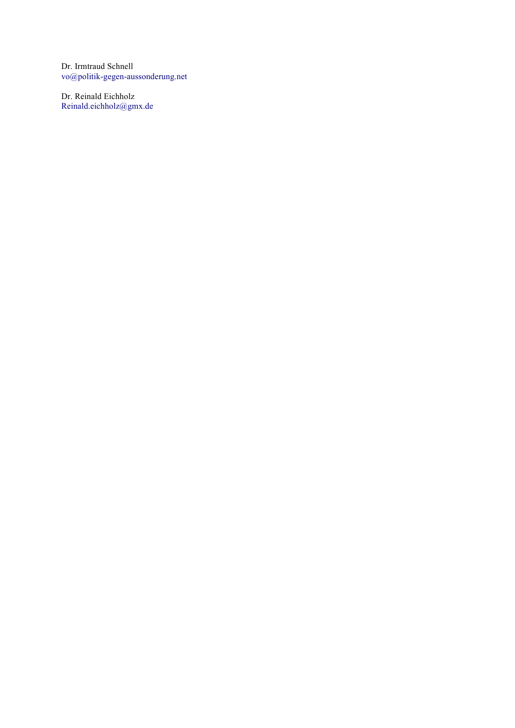Dr. Irmtraud Schnell
vo@politik-gegen-aussonderung.net

Dr. Reinald Eichholz
Reinald.eichholz@gmx.de